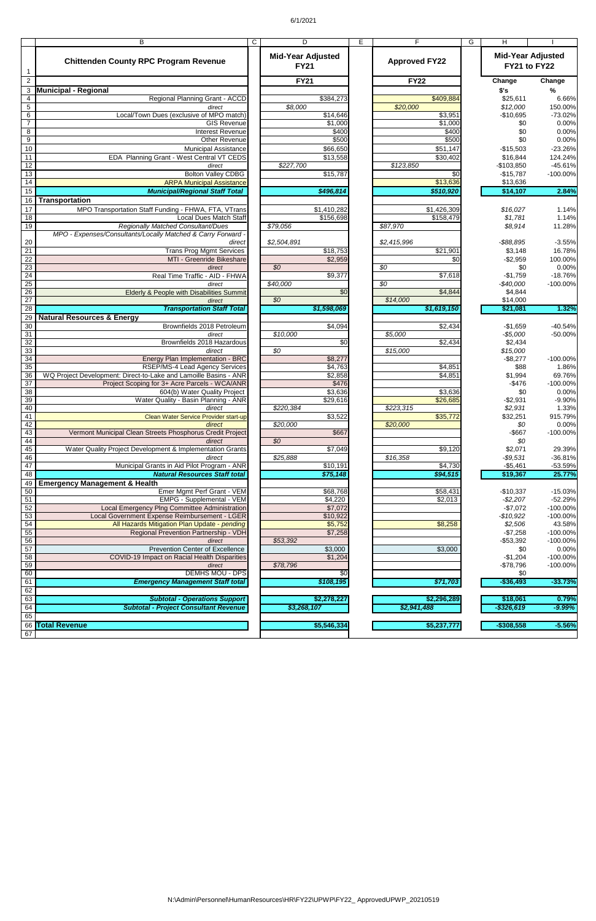| | B | C | D | E | F | G | H | I |
|---|---|---|---|---|---|---|---|---|
| 1 | **Chittenden County RPC Program Revenue** | | **Mid-Year Adjusted FY21** | | **Approved FY22** | | **Mid-Year Adjusted FY21 to FY22** | |
| 2 | | | **FY21** | | **FY22** | | **Change** | **Change** |
| 3 | **Municipal - Regional** | | | | | | **$'s** | **%** |
| 4 | Regional Planning Grant - ACCD | | $384,273 | | $409,884 | | $25,611 | 6.66% |
| 5 | *direct* | | *$8,000* | | *$20,000* | | *$12,000* | *150.00%* |
| 6 | Local/Town Dues (exclusive of MPO match) | | $14,646 | | $3,951 | | -$10,695 | -73.02% |
| 7 | GIS Revenue | | $1,000 | | $1,000 | | $0 | 0.00% |
| 8 | Interest Revenue | | $400 | | $400 | | $0 | 0.00% |
| 9 | Other Revenue | | $500 | | $500 | | $0 | 0.00% |
| 10 | Municipal Assistance | | $66,650 | | $51,147 | | -$15,503 | -23.26% |
| 11 | EDA Planning Grant - West Central VT CEDS | | $13,558 | | $30,402 | | $16,844 | 124.24% |
| 12 | *direct* | | *$227,700* | | *$123,850* | | -$103,850 | -45.61% |
| 13 | Bolton Valley CDBG | | $15,787 | | $0 | | -$15,787 | -100.00% |
| 14 | ARPA Municipal Assistance | | | | $13,636 | | $13,636 | |
| 15 | ***Municipal/Regional Staff Total*** | | ***$496,814*** | | ***$510,920*** | | **$14,107** | **2.84%** |
| 16 | **Transportation** | | | | | | | |
| 17 | MPO Transportation Staff Funding - FHWA, FTA, VTrans | | $1,410,282 | | $1,426,309 | | *$16,027* | 1.14% |
| 18 | Local Dues Match Staff | | $156,698 | | $158,479 | | *$1,781* | 1.14% |
| 19 | *Regionally Matched Consultant/Dues* | | *$79,056* | | *$87,970* | | *$8,914* | 11.28% |
| 20 | *MPO - Expenses/Consultants/Locally Matched & Carry Forward - direct* | | *$2,504,891* | | *$2,415,996* | | *-$88,895* | -3.55% |
| 21 | Trans Prog Mgmt Services | | $18,753 | | $21,901 | | $3,148 | 16.78% |
| 22 | MTI - Greenride Bikeshare | | $2,959 | | $0 | | -$2,959 | 100.00% |
| 23 | *direct* | | *$0* | | *$0* | | $0 | 0.00% |
| 24 | Real Time Traffic - AID - FHWA | | $9,377 | | $7,618 | | -$1,759 | -18.76% |
| 25 | *direct* | | *$40,000* | | *$0* | | *-$40,000* | -100.00% |
| 26 | Elderly & People with Disabilities Summit | | $0 | | $4,844 | | $4,844 | |
| 27 | *direct* | | *$0* | | *$14,000* | | $14,000 | |
| 28 | ***Transportation Staff Total*** | | ***$1,598,069*** | | ***$1,619,150*** | | **$21,081** | **1.32%** |
| 29 | **Natural Resources & Energy** | | | | | | | |
| 30 | Brownfields 2018 Petroleum | | $4,094 | | $2,434 | | -$1,659 | -40.54% |
| 31 | *direct* | | *$10,000* | | *$5,000* | | *-$5,000* | -50.00% |
| 32 | Brownfields 2018 Hazardous | | $0 | | $2,434 | | $2,434 | |
| 33 | *direct* | | *$0* | | *$15,000* | | *$15,000* | |
| 34 | Energy Plan Implementation - BRC | | $8,277 | | | | -$8,277 | -100.00% |
| 35 | RSEP/MS-4 Lead Agency Services | | $4,763 | | $4,851 | | $88 | 1.86% |
| 36 | WQ Project Development: Direct-to-Lake and Lamoille Basins - ANR | | $2,858 | | $4,851 | | $1,994 | 69.76% |
| 37 | Project Scoping for 3+ Acre Parcels - WCA/ANR | | $476 | | | | -$476 | -100.00% |
| 38 | 604(b) Water Quality Project | | $3,636 | | $3,636 | | $0 | 0.00% |
| 39 | Water Quality - Basin Planning - ANR | | $29,616 | | $26,685 | | -$2,931 | -9.90% |
| 40 | *direct* | | *$220,384* | | *$223,315* | | *$2,931* | 1.33% |
| 41 | Clean Water Service Provider start-up | | $3,522 | | $35,772 | | $32,251 | 915.79% |
| 42 | *direct* | | *$20,000* | | *$20,000* | | *$0* | 0.00% |
| 43 | Vermont Municipal Clean Streets Phosphorus Credit Project | | $667 | | | | -$667 | -100.00% |
| 44 | *direct* | | *$0* | | | | *$0* | |
| 45 | Water Quality Project Development & Implementation Grants | | $7,049 | | $9,120 | | $2,071 | 29.39% |
| 46 | *direct* | | *$25,888* | | *$16,358* | | *-$9,531* | -36.81% |
| 47 | Municipal Grants in Aid Pilot Program - ANR | | $10,191 | | $4,730 | | -$5,461 | -53.59% |
| 48 | ***Natural Resources Staff total*** | | ***$75,148*** | | ***$94,515*** | | **$19,367** | **25.77%** |
| 49 | **Emergency Management & Health** | | | | | | | |
| 50 | Emer Mgmt Perf Grant - VEM | | $68,768 | | $58,431 | | -$10,337 | -15.03% |
| 51 | EMPG - Supplemental - VEM | | $4,220 | | $2,013 | | *-$2,207* | -52.29% |
| 52 | Local Emergency Plng Committee Administration | | $7,072 | | | | -$7,072 | -100.00% |
| 53 | Local Government Expense Reimbursement - LGER | | $10,922 | | | | *-$10,922* | -100.00% |
| 54 | All Hazards Mitigation Plan Update - *pending* | | $5,752 | | $8,258 | | *$2,506* | 43.58% |
| 55 | Regional Prevention Partnership - VDH | | $7,258 | | | | -$7,258 | -100.00% |
| 56 | *direct* | | *$53,392* | | | | -$53,392 | -100.00% |
| 57 | Prevention Center of Excellence | | $3,000 | | $3,000 | | $0 | 0.00% |
| 58 | COVID-19 Impact on Racial Health Disparities | | $1,204 | | | | -$1,204 | -100.00% |
| 59 | *direct* | | *$78,796* | | | | -$78,796 | -100.00% |
| 60 | DEMHS MOU - DPS | | $0 | | | | $0 | |
| 61 | ***Emergency Management Staff total*** | | ***$108,195*** | | ***$71,703*** | | **-$36,493** | **-33.73%** |
| 62 | | | | | | | | |
| 63 | ***Subtotal - Operations Support*** | | ***$2,278,227*** | | ***$2,296,289*** | | **$18,061** | **0.79%** |
| 64 | ***Subtotal - Project Consultant Revenue*** | | ***$3,268,107*** | | ***$2,941,488*** | | ***-$326,619*** | ***-9.99%*** |
| 65 | | | | | | | | |
| 66 | **Total Revenue** | | **$5,546,334** | | **$5,237,777** | | **-$308,558** | **-5.56%** |
| 67 | | | | | | | | |

N:\Admin\Personnel\HumanResources\HR\FY22\UPWP\FY22_ ApprovedUPWP_20210519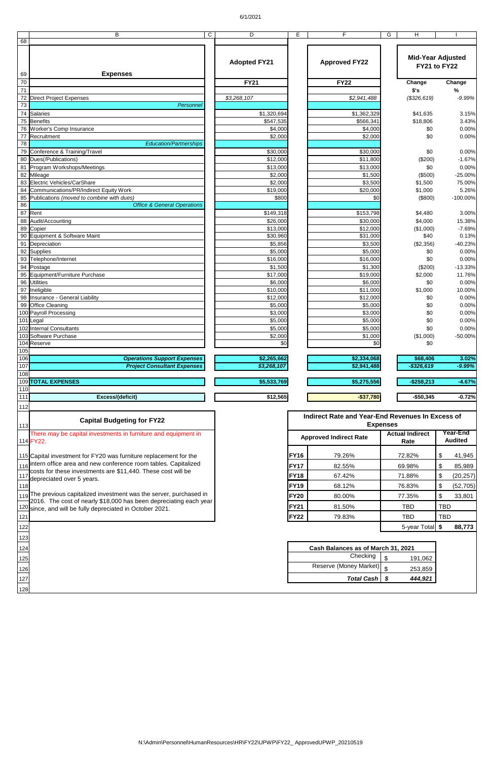| Expenses | Adopted FY21 | Approved FY22 | Mid-Year Adjusted FY21 to FY22 | |
|---|---|---|---|---|
| | FY21 | FY22 | Change $'s | Change % |
| Direct Project Expenses | *$3,268,107* | *$2,941,488* | *($326,619)* | *-9.99%* |
| *Personnel* | | | | |
| Salaries | $1,320,694 | $1,362,329 | $41,635 | 3.15% |
| Benefits | $547,535 | $566,341 | $18,806 | 3.43% |
| Worker's Comp Insurance | $4,000 | $4,000 | $0 | 0.00% |
| Recruitment | $2,000 | $2,000 | $0 | 0.00% |
| *Education/Partnerships* | | | | |
| Conference & Training/Travel | $30,000 | $30,000 | $0 | 0.00% |
| Dues(/Publications) | $12,000 | $11,800 | ($200) | -1.67% |
| Program Workshops/Meetings | $13,000 | $13,000 | $0 | 0.00% |
| Mileage | $2,000 | $1,500 | ($500) | -25.00% |
| Electric Vehicles/CarShare | $2,000 | $3,500 | $1,500 | 75.00% |
| Communications/PR/Indirect Equity Work | $19,000 | $20,000 | $1,000 | 5.26% |
| Publications *(moved to combine with dues)* | $800 | $0 | ($800) | -100.00% |
| *Office & General Operations* | | | | |
| Rent | $149,318 | $153,798 | $4,480 | 3.00% |
| Audit/Accounting | $26,000 | $30,000 | $4,000 | 15.38% |
| Copier | $13,000 | $12,000 | ($1,000) | -7.69% |
| Equipment & Software Maint | $30,960 | $31,000 | $40 | 0.13% |
| Depreciation | $5,856 | $3,500 | ($2,356) | -40.23% |
| Supplies | $5,000 | $5,000 | $0 | 0.00% |
| Telephone/Internet | $16,000 | $16,000 | $0 | 0.00% |
| Postage | $1,500 | $1,300 | ($200) | -13.33% |
| Equipment/Furniture Purchase | $17,000 | $19,000 | $2,000 | 11.76% |
| Utilities | $6,000 | $6,000 | $0 | 0.00% |
| Ineligible | $10,000 | $11,000 | $1,000 | 10.00% |
| Insurance - General Liability | $12,000 | $12,000 | $0 | 0.00% |
| Office Cleaning | $5,000 | $5,000 | $0 | 0.00% |
| Payroll Processing | $3,000 | $3,000 | $0 | 0.00% |
| Legal | $5,000 | $5,000 | $0 | 0.00% |
| Internal Consultants | $5,000 | $5,000 | $0 | 0.00% |
| Software Purchase | $2,000 | $1,000 | ($1,000) | -50.00% |
| Reserve | $0 | $0 | $0 | |
| ***Operations Support Expenses*** | **$2,265,662** | **$2,334,068** | **$68,406** | **3.02%** |
| ***Project Consultant Expenses*** | ***$3,268,107*** | **$2,941,488** | ***-$326,619*** | ***-9.99%*** |
| **TOTAL EXPENSES** | **$5,533,769** | **$5,275,556** | **-$258,213** | **-4.67%** |
| **Excess/(deficit)** | **$12,565** | **-$37,780** | **-$50,345** | **-0.72%** |

## Capital Budgeting for FY22

There may be capital investments in furniture and equipment in FY22.

Capital investment for FY20 was furniture replacement for the intern office area and new conference room tables. Capitalized costs for these investments are $11,440. These cost will be depreciated over 5 years.

The previous capitalized investment was the server, purchased in 2016. The cost of nearly $18,000 has been depreciating each year since, and will be fully depreciated in October 2021.

## Indirect Rate and Year-End Revenues In Excess of Expenses

| | Approved Indirect Rate | Actual Indirect Rate | Year-End Audited |
|---|---|---|---|
| FY16 | 79.26% | 72.82% | $ 41,945 |
| FY17 | 82.55% | 69.98% | $ 85,989 |
| FY18 | 67.42% | 71.88% | $ (20,257) |
| FY19 | 68.12% | 76.83% | $ (52,705) |
| FY20 | 80.00% | 77.35% | $ 33,801 |
| FY21 | 81.50% | TBD | TBD |
| FY22 | 79.83% | TBD | TBD |
| | | 5-year Total | **$ 88,773** |

## Cash Balances as of March 31, 2021

| | |
|---|---|
| Checking | $ 191,062 |
| Reserve (Money Market) | $ 253,859 |
| ***Total Cash*** | ***$ 444,921*** |